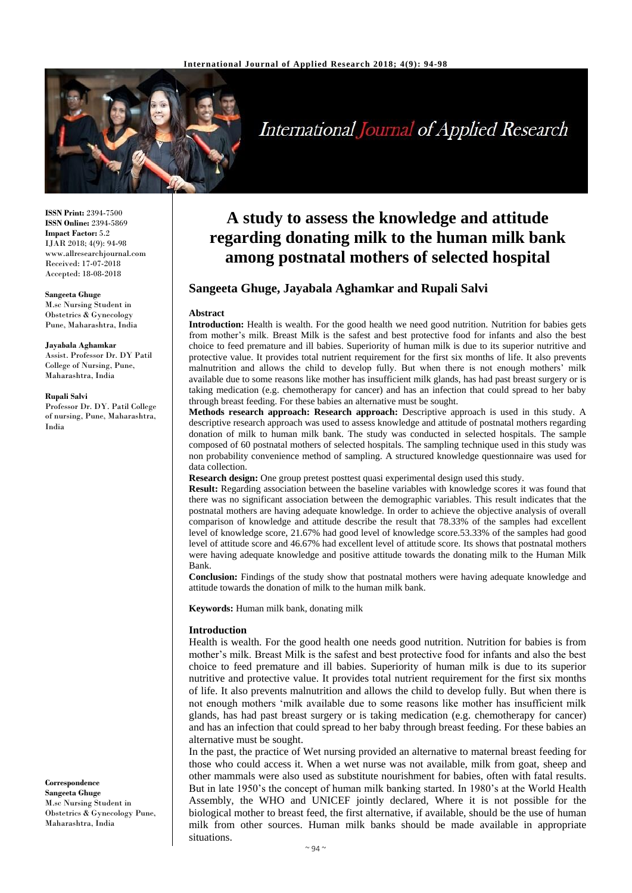# A study to assess the knowledge and attitude regarding donating milk to the human milk bank among postnatal mothers of selected hospital

**Sangeeta Ghuge, Jayabala Aghamkar and Rupali Salvi**

**ISSN Print:** 2394-7500
**ISSN Online:** 2394-5869
**Impact Factor:** 5.2
IJAR 2018; 4(9): 94-98
www.allresearchjournal.com
Received: 17-07-2018
Accepted: 18-08-2018

**Sangeeta Ghuge**
M.sc Nursing Student in Obstetrics & Gynecology Pune, Maharashtra, India

**Jayabala Aghamkar**
Assist. Professor Dr. DY Patil College of Nursing, Pune, Maharashtra, India

**Rupali Salvi**
Professor Dr. DY. Patil College of nursing, Pune, Maharashtra, India

**Correspondence**
**Sangeeta Ghuge**
M.sc Nursing Student in Obstetrics & Gynecology Pune, Maharashtra, India

### Abstract

**Introduction:** Health is wealth. For the good health we need good nutrition. Nutrition for babies gets from mother's milk. Breast Milk is the safest and best protective food for infants and also the best choice to feed premature and ill babies. Superiority of human milk is due to its superior nutritive and protective value. It provides total nutrient requirement for the first six months of life. It also prevents malnutrition and allows the child to develop fully. But when there is not enough mothers' milk available due to some reasons like mother has insufficient milk glands, has had past breast surgery or is taking medication (e.g. chemotherapy for cancer) and has an infection that could spread to her baby through breast feeding. For these babies an alternative must be sought.

**Methods research approach: Research approach:** Descriptive approach is used in this study. A descriptive research approach was used to assess knowledge and attitude of postnatal mothers regarding donation of milk to human milk bank. The study was conducted in selected hospitals. The sample composed of 60 postnatal mothers of selected hospitals. The sampling technique used in this study was non probability convenience method of sampling. A structured knowledge questionnaire was used for data collection.

**Research design:** One group pretest posttest quasi experimental design used this study.

**Result:** Regarding association between the baseline variables with knowledge scores it was found that there was no significant association between the demographic variables. This result indicates that the postnatal mothers are having adequate knowledge. In order to achieve the objective analysis of overall comparison of knowledge and attitude describe the result that 78.33% of the samples had excellent level of knowledge score, 21.67% had good level of knowledge score.53.33% of the samples had good level of attitude score and 46.67% had excellent level of attitude score. Its shows that postnatal mothers were having adequate knowledge and positive attitude towards the donating milk to the Human Milk Bank.

**Conclusion:** Findings of the study show that postnatal mothers were having adequate knowledge and attitude towards the donation of milk to the human milk bank.

**Keywords:** Human milk bank, donating milk

### Introduction

Health is wealth. For the good health one needs good nutrition. Nutrition for babies is from mother's milk. Breast Milk is the safest and best protective food for infants and also the best choice to feed premature and ill babies. Superiority of human milk is due to its superior nutritive and protective value. It provides total nutrient requirement for the first six months of life. It also prevents malnutrition and allows the child to develop fully. But when there is not enough mothers 'milk available due to some reasons like mother has insufficient milk glands, has had past breast surgery or is taking medication (e.g. chemotherapy for cancer) and has an infection that could spread to her baby through breast feeding. For these babies an alternative must be sought.

In the past, the practice of Wet nursing provided an alternative to maternal breast feeding for those who could access it. When a wet nurse was not available, milk from goat, sheep and other mammals were also used as substitute nourishment for babies, often with fatal results. But in late 1950's the concept of human milk banking started. In 1980's at the World Health Assembly, the WHO and UNICEF jointly declared, Where it is not possible for the biological mother to breast feed, the first alternative, if available, should be the use of human milk from other sources. Human milk banks should be made available in appropriate situations.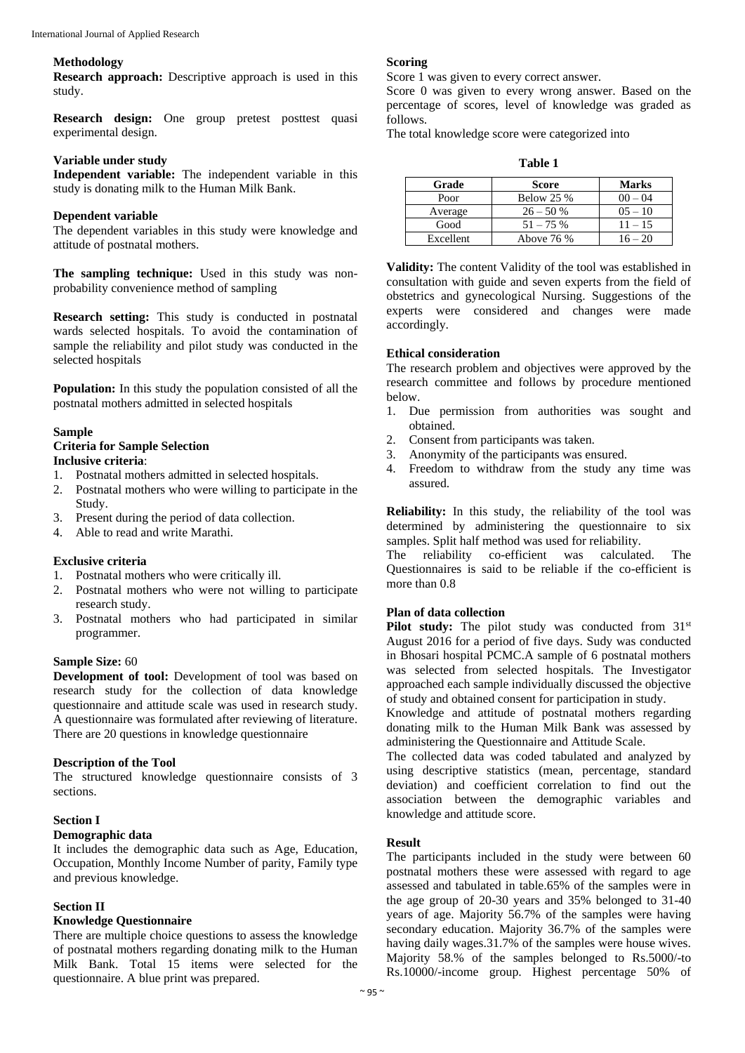## Methodology

**Research approach:** Descriptive approach is used in this study.

**Research design:** One group pretest posttest quasi experimental design.

### Variable under study

**Independent variable:** The independent variable in this study is donating milk to the Human Milk Bank.

### Dependent variable

The dependent variables in this study were knowledge and attitude of postnatal mothers.

**The sampling technique:** Used in this study was non-probability convenience method of sampling

**Research setting:** This study is conducted in postnatal wards selected hospitals. To avoid the contamination of sample the reliability and pilot study was conducted in the selected hospitals

**Population:** In this study the population consisted of all the postnatal mothers admitted in selected hospitals

### Sample

**Criteria for Sample Selection**

**Inclusive criteria**:

1. Postnatal mothers admitted in selected hospitals.
2. Postnatal mothers who were willing to participate in the Study.
3. Present during the period of data collection.
4. Able to read and write Marathi.

### Exclusive criteria

1. Postnatal mothers who were critically ill.
2. Postnatal mothers who were not willing to participate research study.
3. Postnatal mothers who had participated in similar programmer.

**Sample Size:** 60

**Development of tool:** Development of tool was based on research study for the collection of data knowledge questionnaire and attitude scale was used in research study. A questionnaire was formulated after reviewing of literature. There are 20 questions in knowledge questionnaire

### Description of the Tool

The structured knowledge questionnaire consists of 3 sections.

### Section I

**Demographic data**

It includes the demographic data such as Age, Education, Occupation, Monthly Income Number of parity, Family type and previous knowledge.

### Section II

**Knowledge Questionnaire**

There are multiple choice questions to assess the knowledge of postnatal mothers regarding donating milk to the Human Milk Bank. Total 15 items were selected for the questionnaire. A blue print was prepared.

### Scoring

Score 1 was given to every correct answer.

Score 0 was given to every wrong answer. Based on the percentage of scores, level of knowledge was graded as follows.

The total knowledge score were categorized into

**Table 1**

| Grade | Score | Marks |
|---|---|---|
| Poor | Below 25 % | 00 – 04 |
| Average | 26 – 50 % | 05 – 10 |
| Good | 51 – 75 % | 11 – 15 |
| Excellent | Above 76 % | 16 – 20 |

**Validity:** The content Validity of the tool was established in consultation with guide and seven experts from the field of obstetrics and gynecological Nursing. Suggestions of the experts were considered and changes were made accordingly.

### Ethical consideration

The research problem and objectives were approved by the research committee and follows by procedure mentioned below.

1. Due permission from authorities was sought and obtained.
2. Consent from participants was taken.
3. Anonymity of the participants was ensured.
4. Freedom to withdraw from the study any time was assured.

**Reliability:** In this study, the reliability of the tool was determined by administering the questionnaire to six samples. Split half method was used for reliability.

The reliability co-efficient was calculated. The Questionnaires is said to be reliable if the co-efficient is more than 0.8

### Plan of data collection

**Pilot study:** The pilot study was conducted from 31st August 2016 for a period of five days. Sudy was conducted in Bhosari hospital PCMC.A sample of 6 postnatal mothers was selected from selected hospitals. The Investigator approached each sample individually discussed the objective of study and obtained consent for participation in study.

Knowledge and attitude of postnatal mothers regarding donating milk to the Human Milk Bank was assessed by administering the Questionnaire and Attitude Scale.

The collected data was coded tabulated and analyzed by using descriptive statistics (mean, percentage, standard deviation) and coefficient correlation to find out the association between the demographic variables and knowledge and attitude score.

### Result

The participants included in the study were between 60 postnatal mothers these were assessed with regard to age assessed and tabulated in table.65% of the samples were in the age group of 20-30 years and 35% belonged to 31-40 years of age. Majority 56.7% of the samples were having secondary education. Majority 36.7% of the samples were having daily wages.31.7% of the samples were house wives. Majority 58.% of the samples belonged to Rs.5000/-to Rs.10000/-income group. Highest percentage 50% of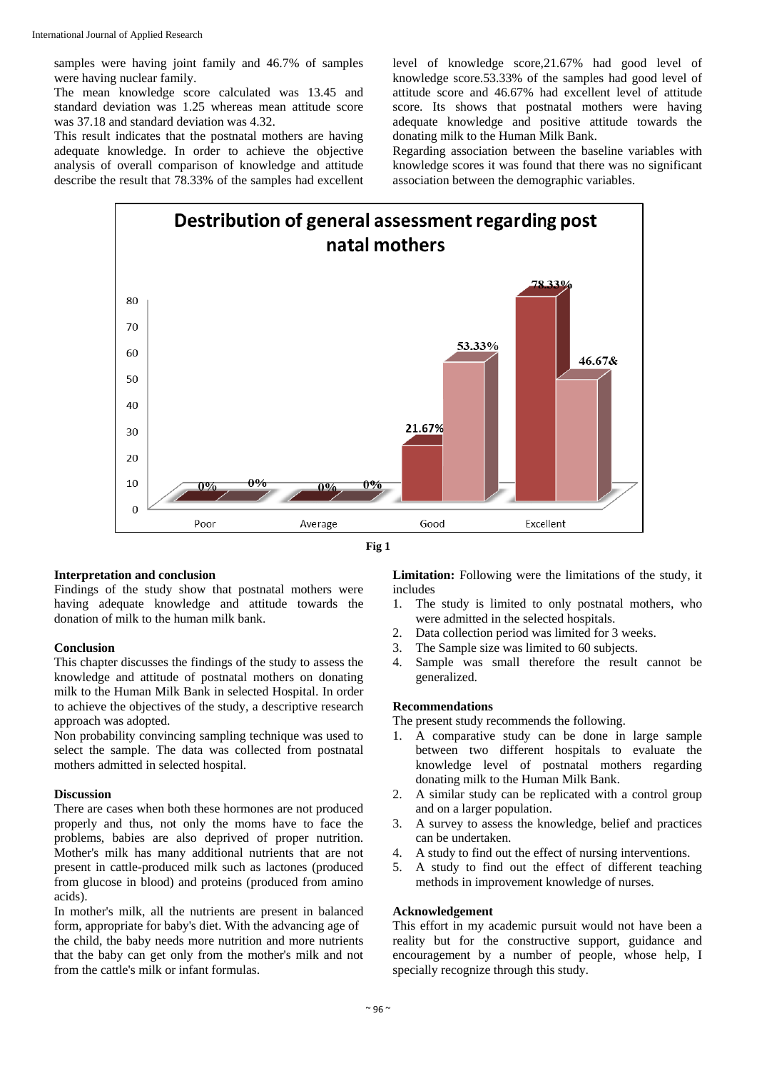samples were having joint family and 46.7% of samples were having nuclear family.

The mean knowledge score calculated was 13.45 and standard deviation was 1.25 whereas mean attitude score was 37.18 and standard deviation was 4.32.

This result indicates that the postnatal mothers are having adequate knowledge. In order to achieve the objective analysis of overall comparison of knowledge and attitude describe the result that 78.33% of the samples had excellent level of knowledge score,21.67% had good level of knowledge score.53.33% of the samples had good level of attitude score and 46.67% had excellent level of attitude score. Its shows that postnatal mothers were having adequate knowledge and positive attitude towards the donating milk to the Human Milk Bank.

Regarding association between the baseline variables with knowledge scores it was found that there was no significant association between the demographic variables.

Fig 1

## Interpretation and conclusion

Findings of the study show that postnatal mothers were having adequate knowledge and attitude towards the donation of milk to the human milk bank.

## Conclusion

This chapter discusses the findings of the study to assess the knowledge and attitude of postnatal mothers on donating milk to the Human Milk Bank in selected Hospital. In order to achieve the objectives of the study, a descriptive research approach was adopted.

Non probability convincing sampling technique was used to select the sample. The data was collected from postnatal mothers admitted in selected hospital.

## Discussion

There are cases when both these hormones are not produced properly and thus, not only the moms have to face the problems, babies are also deprived of proper nutrition. Mother's milk has many additional nutrients that are not present in cattle-produced milk such as lactones (produced from glucose in blood) and proteins (produced from amino acids).

In mother's milk, all the nutrients are present in balanced form, appropriate for baby's diet. With the advancing age of the child, the baby needs more nutrition and more nutrients that the baby can get only from the mother's milk and not from the cattle's milk or infant formulas.

**Limitation:** Following were the limitations of the study, it includes

1. The study is limited to only postnatal mothers, who were admitted in the selected hospitals.
2. Data collection period was limited for 3 weeks.
3. The Sample size was limited to 60 subjects.
4. Sample was small therefore the result cannot be generalized.

## Recommendations

The present study recommends the following.

1. A comparative study can be done in large sample between two different hospitals to evaluate the knowledge level of postnatal mothers regarding donating milk to the Human Milk Bank.
2. A similar study can be replicated with a control group and on a larger population.
3. A survey to assess the knowledge, belief and practices can be undertaken.
4. A study to find out the effect of nursing interventions.
5. A study to find out the effect of different teaching methods in improvement knowledge of nurses.

## Acknowledgement

This effort in my academic pursuit would not have been a reality but for the constructive support, guidance and encouragement by a number of people, whose help, I specially recognize through this study.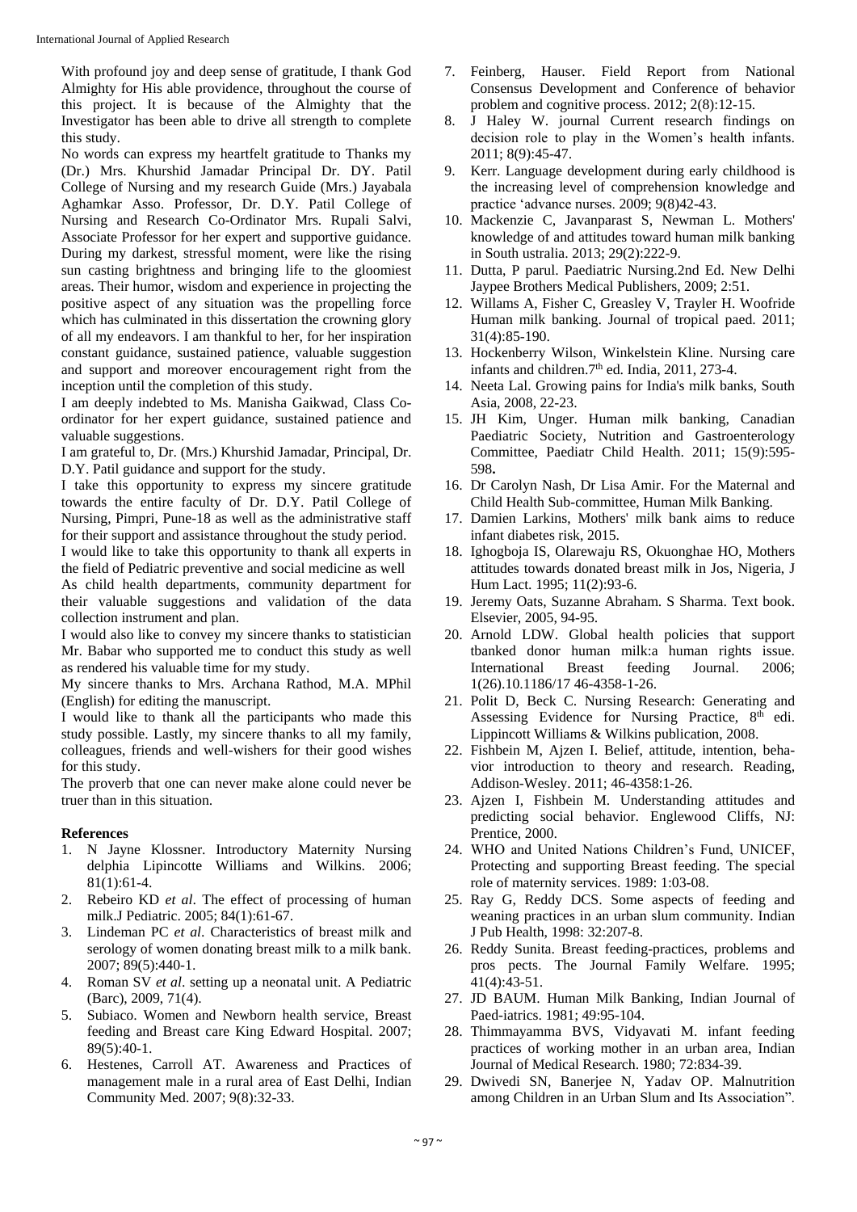With profound joy and deep sense of gratitude, I thank God Almighty for His able providence, throughout the course of this project. It is because of the Almighty that the Investigator has been able to drive all strength to complete this study.

No words can express my heartfelt gratitude to Thanks my (Dr.) Mrs. Khurshid Jamadar Principal Dr. DY. Patil College of Nursing and my research Guide (Mrs.) Jayabala Aghamkar Asso. Professor, Dr. D.Y. Patil College of Nursing and Research Co-Ordinator Mrs. Rupali Salvi, Associate Professor for her expert and supportive guidance. During my darkest, stressful moment, were like the rising sun casting brightness and bringing life to the gloomiest areas. Their humor, wisdom and experience in projecting the positive aspect of any situation was the propelling force which has culminated in this dissertation the crowning glory of all my endeavors. I am thankful to her, for her inspiration constant guidance, sustained patience, valuable suggestion and support and moreover encouragement right from the inception until the completion of this study.

I am deeply indebted to Ms. Manisha Gaikwad, Class Co-ordinator for her expert guidance, sustained patience and valuable suggestions.

I am grateful to, Dr. (Mrs.) Khurshid Jamadar, Principal, Dr. D.Y. Patil guidance and support for the study.

I take this opportunity to express my sincere gratitude towards the entire faculty of Dr. D.Y. Patil College of Nursing, Pimpri, Pune-18 as well as the administrative staff for their support and assistance throughout the study period.

I would like to take this opportunity to thank all experts in the field of Pediatric preventive and social medicine as well

As child health departments, community department for their valuable suggestions and validation of the data collection instrument and plan.

I would also like to convey my sincere thanks to statistician Mr. Babar who supported me to conduct this study as well as rendered his valuable time for my study.

My sincere thanks to Mrs. Archana Rathod, M.A. MPhil (English) for editing the manuscript.

I would like to thank all the participants who made this study possible. Lastly, my sincere thanks to all my family, colleagues, friends and well-wishers for their good wishes for this study.

The proverb that one can never make alone could never be truer than in this situation.

## References

1. N Jayne Klossner. Introductory Maternity Nursing delphia Lipincotte Williams and Wilkins. 2006; 81(1):61-4.
2. Rebeiro KD *et al*. The effect of processing of human milk.J Pediatric. 2005; 84(1):61-67.
3. Lindeman PC *et al*. Characteristics of breast milk and serology of women donating breast milk to a milk bank. 2007; 89(5):440-1.
4. Roman SV *et al*. setting up a neonatal unit. A Pediatric (Barc), 2009, 71(4).
5. Subiaco. Women and Newborn health service, Breast feeding and Breast care King Edward Hospital. 2007; 89(5):40-1.
6. Hestenes, Carroll AT. Awareness and Practices of management male in a rural area of East Delhi, Indian Community Med. 2007; 9(8):32-33.
7. Feinberg, Hauser. Field Report from National Consensus Development and Conference of behavior problem and cognitive process. 2012; 2(8):12-15.
8. J Haley W. journal Current research findings on decision role to play in the Women's health infants. 2011; 8(9):45-47.
9. Kerr. Language development during early childhood is the increasing level of comprehension knowledge and practice 'advance nurses. 2009; 9(8)42-43.
10. Mackenzie C, Javanparast S, Newman L. Mothers' knowledge of and attitudes toward human milk banking in South ustralia. 2013; 29(2):222-9.
11. Dutta, P parul. Paediatric Nursing.2nd Ed. New Delhi Jaypee Brothers Medical Publishers, 2009; 2:51.
12. Willams A, Fisher C, Greasley V, Trayler H. Woofride Human milk banking. Journal of tropical paed. 2011; 31(4):85-190.
13. Hockenberry Wilson, Winkelstein Kline. Nursing care infants and children.7th ed. India, 2011, 273-4.
14. Neeta Lal. Growing pains for India's milk banks, South Asia, 2008, 22-23.
15. JH Kim, Unger. Human milk banking, Canadian Paediatric Society, Nutrition and Gastroenterology Committee, Paediatr Child Health. 2011; 15(9):595-598**.**
16. Dr Carolyn Nash, Dr Lisa Amir. For the Maternal and Child Health Sub-committee, Human Milk Banking.
17. Damien Larkins, Mothers' milk bank aims to reduce infant diabetes risk, 2015.
18. Ighogboja IS, Olarewaju RS, Okuonghae HO, Mothers attitudes towards donated breast milk in Jos, Nigeria, J Hum Lact. 1995; 11(2):93-6.
19. Jeremy Oats, Suzanne Abraham. S Sharma. Text book. Elsevier, 2005, 94-95.
20. Arnold LDW. Global health policies that support tbanked donor human milk:a human rights issue. International Breast feeding Journal. 2006; 1(26).10.1186/17 46-4358-1-26.
21. Polit D, Beck C. Nursing Research: Generating and Assessing Evidence for Nursing Practice, 8th edi. Lippincott Williams & Wilkins publication, 2008.
22. Fishbein M, Ajzen I. Belief, attitude, intention, behavior introduction to theory and research. Reading, Addison-Wesley. 2011; 46-4358:1-26.
23. Ajzen I, Fishbein M. Understanding attitudes and predicting social behavior. Englewood Cliffs, NJ: Prentice, 2000.
24. WHO and United Nations Children's Fund, UNICEF, Protecting and supporting Breast feeding. The special role of maternity services. 1989: 1:03-08.
25. Ray G, Reddy DCS. Some aspects of feeding and weaning practices in an urban slum community. Indian J Pub Health, 1998: 32:207-8.
26. Reddy Sunita. Breast feeding-practices, problems and pros pects. The Journal Family Welfare. 1995; 41(4):43-51.
27. JD BAUM. Human Milk Banking, Indian Journal of Paed-iatrics. 1981; 49:95-104.
28. Thimmayamma BVS, Vidyavati M. infant feeding practices of working mother in an urban area, Indian Journal of Medical Research. 1980; 72:834-39.
29. Dwivedi SN, Banerjee N, Yadav OP. Malnutrition among Children in an Urban Slum and Its Association".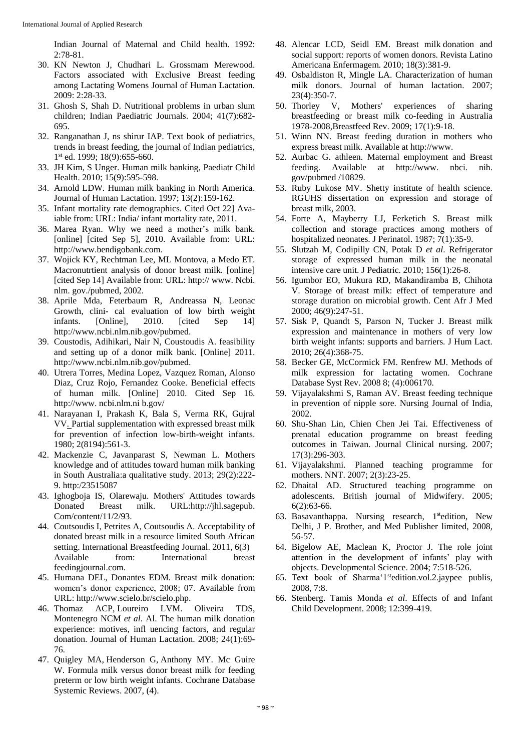Indian Journal of Maternal and Child health. 1992: 2:78-81.

30. KN Newton J, Chudhari L. Grossmam Merewood. Factors associated with Exclusive Breast feeding among Lactating Womens Journal of Human Lactation. 2009: 2:28-33.
31. Ghosh S, Shah D. Nutritional problems in urban slum children; Indian Paediatric Journals. 2004; 41(7):682-695.
32. Ranganathan J, ns shirur IAP. Text book of pediatrics, trends in breast feeding, the journal of Indian pediatrics, 1st ed. 1999; 18(9):655-660.
33. JH Kim, S Unger. Human milk banking, Paediatr Child Health. 2010; 15(9):595-598.
34. Arnold LDW. Human milk banking in North America. Journal of Human Lactation. 1997; 13(2):159-162.
35. Infant mortality rate demographics. Cited Oct 22] Avaiable from: URL: India/ infant mortality rate, 2011.
36. Marea Ryan. Why we need a mother's milk bank. [online] [cited Sep 5], 2010. Available from: URL: http://www.bendigobank.com.
37. Wojick KY, Rechtman Lee, ML Montova, a Medo ET. Macronutrtient analysis of donor breast milk. [online] [cited Sep 14] Available from: URL: http:// www. Ncbi. nlm. gov./pubmed, 2002.
38. Aprile Mda, Feterbaum R, Andreassa N, Leonac Growth, clini- cal evaluation of low birth weight infants. [Online], 2010. [cited Sep 14] http://www.ncbi.nlm.nib.gov/pubmed.
39. Coustodis, Adihikari, Nair N, Coustoudis A. feasibility and setting up of a donor milk bank. [Online] 2011. http://www.ncbi.nlm.nib.gov/pubmed.
40. Utrera Torres, Medina Lopez, Vazquez Roman, Alonso Diaz, Cruz Rojo, Fernandez Cooke. Beneficial effects of human milk. [Online] 2010. Cited Sep 16. http://www. ncbi.nlm.ni b.gov/
41. Narayanan I, Prakash K, Bala S, Verma RK, Gujral VV. Partial supplementation with expressed breast milk for prevention of infection low-birth-weight infants. 1980; 2(8194):561-3.
42. Mackenzie C, Javanparast S, Newman L. Mothers knowledge and of attitudes toward human milk banking in South Australia:a qualitative study. 2013; 29(2):222-9. http:/23515087
43. Ighogboja IS, Olarewaju. Mothers' Attitudes towards Donated Breast milk. URL:http://jhl.sagepub. Com/content/11/2/93.
44. Coutsoudis I, Petrites A, Coutsoudis A. Acceptability of donated breast milk in a resource limited South African setting. International Breastfeeding Journal. 2011, 6(3) Available from: International breast feedingjournal.com.
45. Humana DEL, Donantes EDM. Breast milk donation: women's donor experience, 2008; 07. Available from URL: http://www.scielo.br/scielo.php.
46. Thomaz ACP, Loureiro LVM. Oliveira TDS, Montenegro NCM *et al*. Al. The human milk donation experience: motives, infl uencing factors, and regular donation. Journal of Human Lactation. 2008; 24(1):69-76.
47. Quigley MA, Henderson G, Anthony MY. Mc Guire W. Formula milk versus donor breast milk for feeding preterm or low birth weight infants. Cochrane Database Systemic Reviews. 2007, (4).
48. Alencar LCD, Seidl EM. Breast milk donation and social support: reports of women donors. Revista Latino Americana Enfermagem. 2010; 18(3):381-9.
49. Osbaldiston R, Mingle LA. Characterization of human milk donors. Journal of human lactation. 2007; 23(4):350-7.
50. Thorley V, Mothers' experiences of sharing breastfeeding or breast milk co-feeding in Australia 1978-2008,Breastfeed Rev. 2009; 17(1):9-18.
51. Winn NN. Breast feeding duration in mothers who express breast milk. Available at http://www.
52. Aurbac G. athleen. Maternal employment and Breast feeding. Available at http://www. nbci. nih. gov/pubmed /10829.
53. Ruby Lukose MV. Shetty institute of health science. RGUHS dissertation on expression and storage of breast milk, 2003.
54. Forte A, Mayberry LJ, Ferketich S. Breast milk collection and storage practices among mothers of hospitalized neonates. J Perinatol. 1987; 7(1):35-9.
55. Slutzah M, Codipilly CN, Potak D *et al*. Refrigerator storage of expressed human milk in the neonatal intensive care unit. J Pediatric. 2010; 156(1):26-8.
56. Igumbor EO, Mukura RD, Makandiramba B, Chihota V. Storage of breast milk: effect of temperature and storage duration on microbial growth. Cent Afr J Med 2000; 46(9):247-51.
57. Sisk P, Quandt S, Parson N, Tucker J. Breast milk expression and maintenance in mothers of very low birth weight infants: supports and barriers. J Hum Lact. 2010; 26(4):368-75.
58. Becker GE, McCormick FM. Renfrew MJ. Methods of milk expression for lactating women. Cochrane Database Syst Rev. 2008 8; (4):006170.
59. Vijayalakshmi S, Raman AV. Breast feeding technique in prevention of nipple sore. Nursing Journal of India, 2002.
60. Shu-Shan Lin, Chien Chen Jei Tai. Effectiveness of prenatal education programme on breast feeding outcomes in Taiwan. Journal Clinical nursing. 2007; 17(3):296-303.
61. Vijayalakshmi. Planned teaching programme for mothers. NNT. 2007; 2(3):23-25.
62. Dhaital AD. Structured teaching programme on adolescents. British journal of Midwifery. 2005; 6(2):63-66.
63. Basavanthappa. Nursing research, 1stedition, New Delhi, J P. Brother, and Med Publisher limited, 2008, 56-57.
64. Bigelow AE, Maclean K, Proctor J. The role joint attention in the development of infants' play with objects. Developmental Science. 2004; 7:518-526.
65. Text book of Sharma'1stedition.vol.2.jaypee publis, 2008, 7:8.
66. Stenberg. Tamis Monda *et al*. Effects of and Infant Child Development. 2008; 12:399-419.